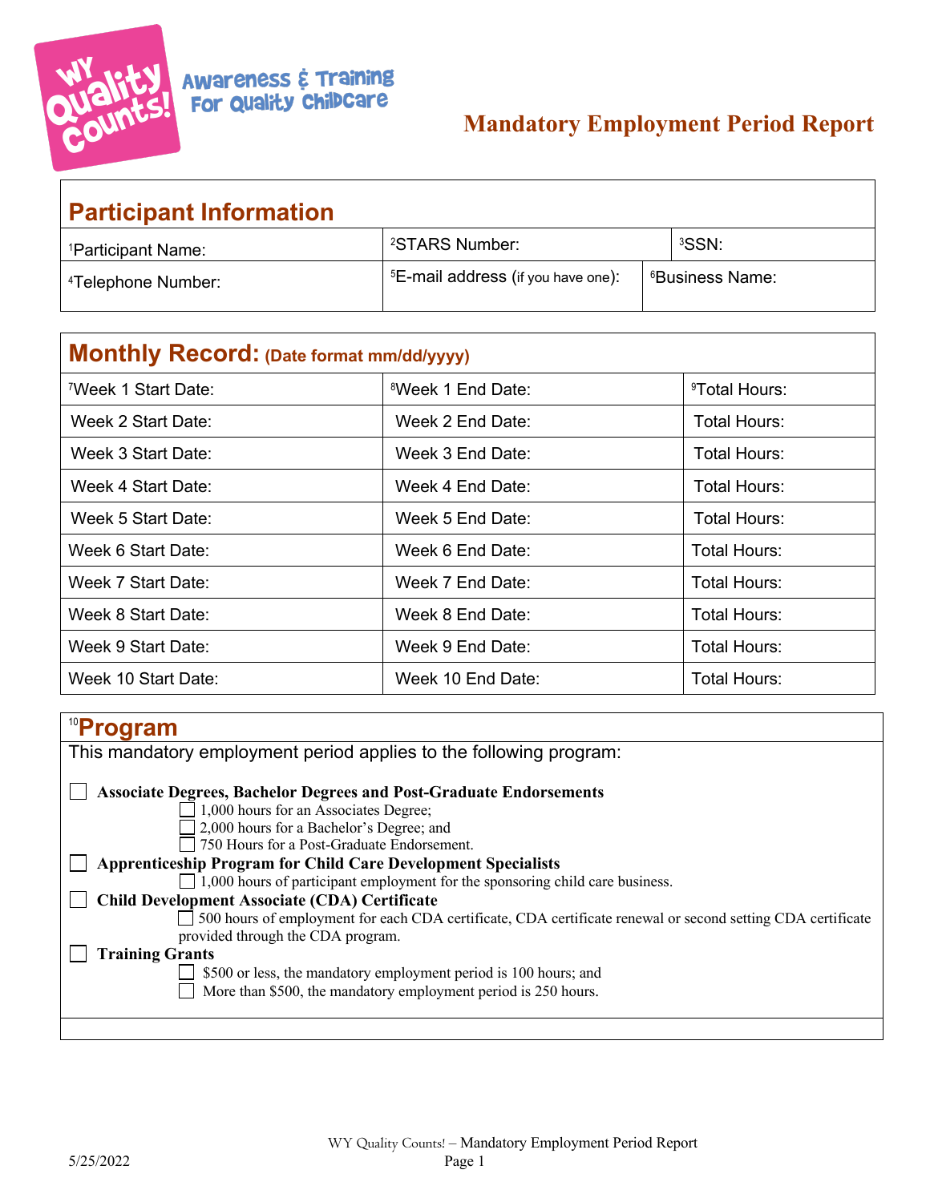WY Quality Counts! Awareness & Training For Quality Childcare

# Mandatory Employment Period Report

## Participant Information

| [1]Participant Name: | [2]STARS Number: | [3]SSN: |
|---|---|---|
| [4]Telephone Number: | [5]E-mail address (if you have one): | [6]Business Name: |

## Monthly Record: (Date format mm/dd/yyyy)

| [7]Week 1 Start Date: | [8]Week 1 End Date: | [9]Total Hours: |
|---|---|---|
| Week 2 Start Date: | Week 2 End Date: | Total Hours: |
| Week 3 Start Date: | Week 3 End Date: | Total Hours: |
| Week 4 Start Date: | Week 4 End Date: | Total Hours: |
| Week 5 Start Date: | Week 5 End Date: | Total Hours: |
| Week 6 Start Date: | Week 6 End Date: | Total Hours: |
| Week 7 Start Date: | Week 7 End Date: | Total Hours: |
| Week 8 Start Date: | Week 8 End Date: | Total Hours: |
| Week 9 Start Date: | Week 9 End Date: | Total Hours: |
| Week 10 Start Date: | Week 10 End Date: | Total Hours: |

## [10]Program

This mandatory employment period applies to the following program:

- ☐ **Associate Degrees, Bachelor Degrees and Post-Graduate Endorsements**
  - ☐ 1,000 hours for an Associates Degree;
  - ☐ 2,000 hours for a Bachelor's Degree; and
  - ☐ 750 Hours for a Post-Graduate Endorsement.
- ☐ **Apprenticeship Program for Child Care Development Specialists**
  - ☐ 1,000 hours of participant employment for the sponsoring child care business.
- ☐ **Child Development Associate (CDA) Certificate**
  - ☐ 500 hours of employment for each CDA certificate, CDA certificate renewal or second setting CDA certificate provided through the CDA program.
- ☐ **Training Grants**
  - ☐ $500 or less, the mandatory employment period is 100 hours; and
  - ☐ More than $500, the mandatory employment period is 250 hours.

5/25/2022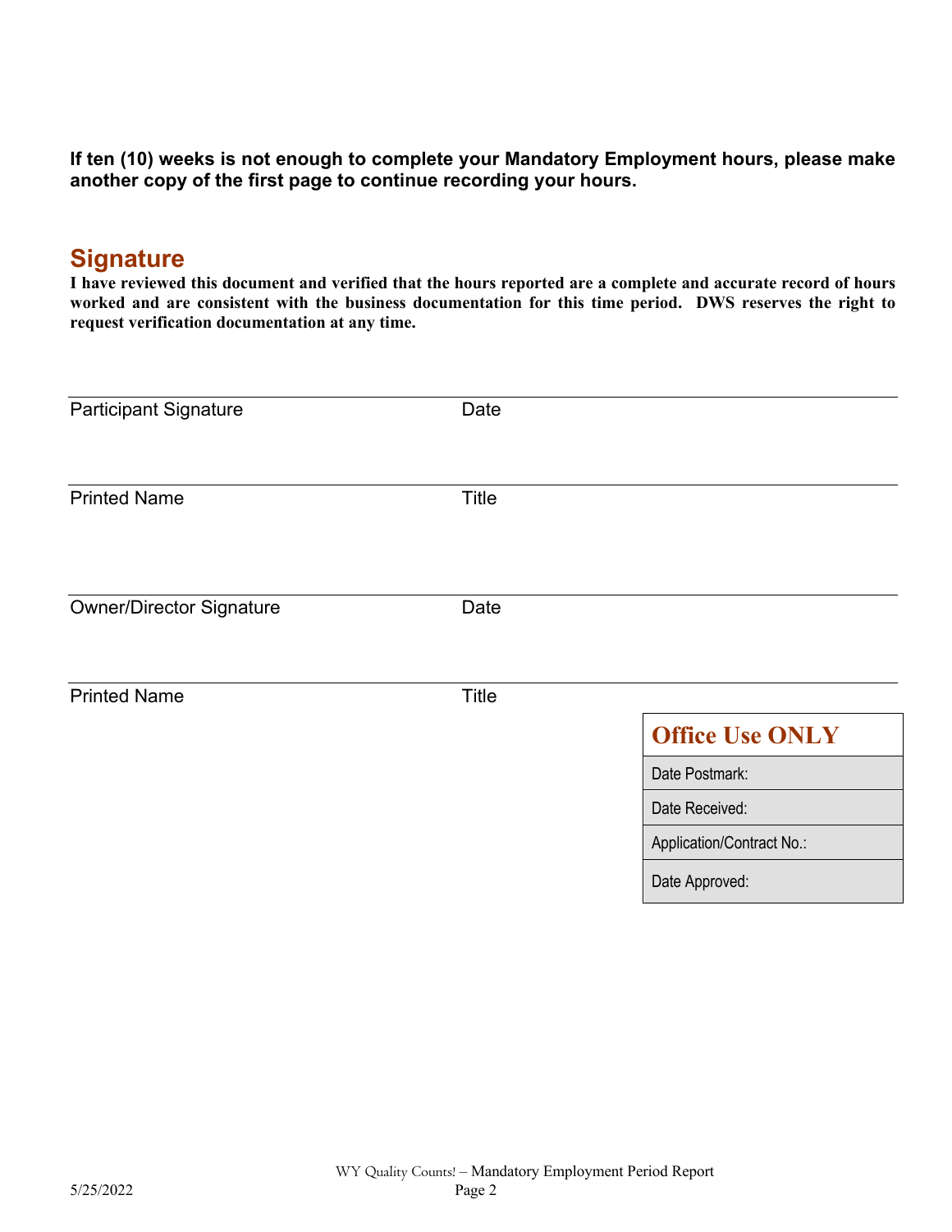**If ten (10) weeks is not enough to complete your Mandatory Employment hours, please make another copy of the first page to continue recording your hours.**

## Signature

**I have reviewed this document and verified that the hours reported are a complete and accurate record of hours worked and are consistent with the business documentation for this time period. DWS reserves the right to request verification documentation at any time.**

Participant Signature Date

Printed Name Title

Owner/Director Signature Date

Printed Name Title

| Office Use ONLY |
|---|
| Date Postmark: |
| Date Received: |
| Application/Contract No.: |
| Date Approved: |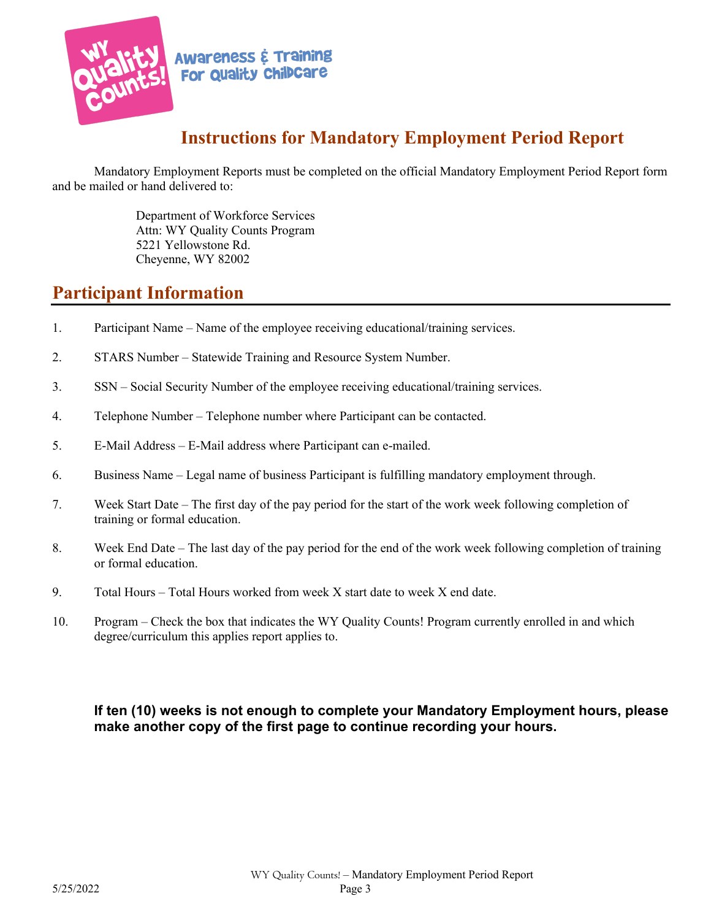# Instructions for Mandatory Employment Period Report

Mandatory Employment Reports must be completed on the official Mandatory Employment Period Report form and be mailed or hand delivered to:

Department of Workforce Services
Attn: WY Quality Counts Program
5221 Yellowstone Rd.
Cheyenne, WY 82002

## Participant Information

1. Participant Name – Name of the employee receiving educational/training services.
2. STARS Number – Statewide Training and Resource System Number.
3. SSN – Social Security Number of the employee receiving educational/training services.
4. Telephone Number – Telephone number where Participant can be contacted.
5. E-Mail Address – E-Mail address where Participant can e-mailed.
6. Business Name – Legal name of business Participant is fulfilling mandatory employment through.
7. Week Start Date – The first day of the pay period for the start of the work week following completion of training or formal education.
8. Week End Date – The last day of the pay period for the end of the work week following completion of training or formal education.
9. Total Hours – Total Hours worked from week X start date to week X end date.
10. Program – Check the box that indicates the WY Quality Counts! Program currently enrolled in and which degree/curriculum this applies report applies to.

**If ten (10) weeks is not enough to complete your Mandatory Employment hours, please make another copy of the first page to continue recording your hours.**